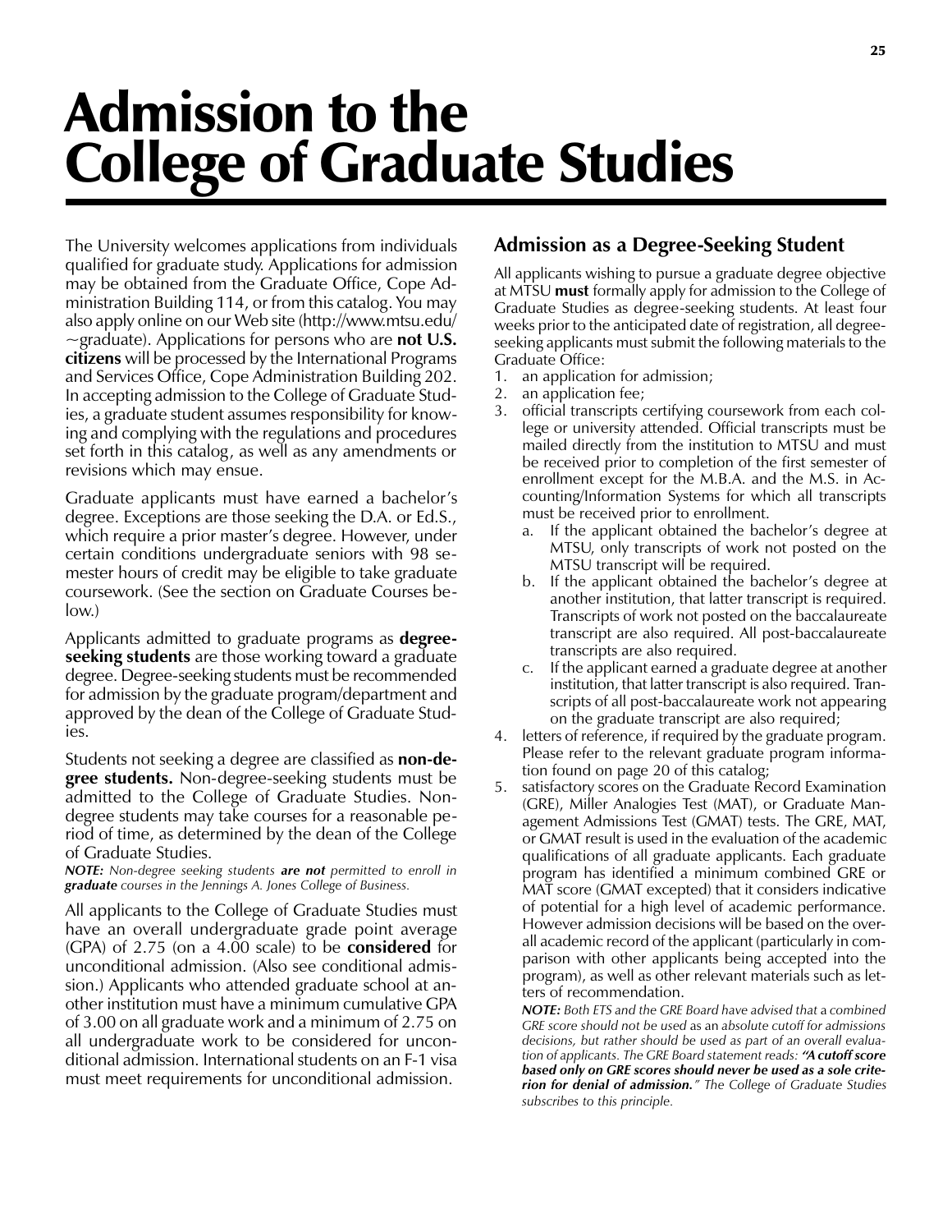# Admission to the College of Graduate Studies

The University welcomes applications from individuals qualified for graduate study. Applications for admission may be obtained from the Graduate Office, Cope Administration Building 114, or from this catalog. You may also apply online on our Web site (http://www.mtsu.edu/~graduate). Applications for persons who are **not U.S. citizens** will be processed by the International Programs and Services Office, Cope Administration Building 202. In accepting admission to the College of Graduate Studies, a graduate student assumes responsibility for knowing and complying with the regulations and procedures set forth in this catalog, as well as any amendments or revisions which may ensue.

Graduate applicants must have earned a bachelor's degree. Exceptions are those seeking the D.A. or Ed.S., which require a prior master's degree. However, under certain conditions undergraduate seniors with 98 semester hours of credit may be eligible to take graduate coursework. (See the section on Graduate Courses below.)

Applicants admitted to graduate programs as **degree-seeking students** are those working toward a graduate degree. Degree-seeking students must be recommended for admission by the graduate program/department and approved by the dean of the College of Graduate Studies.

Students not seeking a degree are classified as **non-degree students.** Non-degree-seeking students must be admitted to the College of Graduate Studies. Non-degree students may take courses for a reasonable period of time, as determined by the dean of the College of Graduate Studies.

***NOTE:*** *Non-degree seeking students* ***are not*** *permitted to enroll in* ***graduate*** *courses in the Jennings A. Jones College of Business.*

All applicants to the College of Graduate Studies must have an overall undergraduate grade point average (GPA) of 2.75 (on a 4.00 scale) to be **considered** for unconditional admission. (Also see conditional admission.) Applicants who attended graduate school at another institution must have a minimum cumulative GPA of 3.00 on all graduate work and a minimum of 2.75 on all undergraduate work to be considered for unconditional admission. International students on an F-1 visa must meet requirements for unconditional admission.

## Admission as a Degree-Seeking Student

All applicants wishing to pursue a graduate degree objective at MTSU **must** formally apply for admission to the College of Graduate Studies as degree-seeking students. At least four weeks prior to the anticipated date of registration, all degree-seeking applicants must submit the following materials to the Graduate Office:

1. an application for admission;
2. an application fee;
3. official transcripts certifying coursework from each college or university attended. Official transcripts must be mailed directly from the institution to MTSU and must be received prior to completion of the first semester of enrollment except for the M.B.A. and the M.S. in Accounting/Information Systems for which all transcripts must be received prior to enrollment.
   a. If the applicant obtained the bachelor's degree at MTSU, only transcripts of work not posted on the MTSU transcript will be required.
   b. If the applicant obtained the bachelor's degree at another institution, that latter transcript is required. Transcripts of work not posted on the baccalaureate transcript are also required. All post-baccalaureate transcripts are also required.
   c. If the applicant earned a graduate degree at another institution, that latter transcript is also required. Transcripts of all post-baccalaureate work not appearing on the graduate transcript are also required;
4. letters of reference, if required by the graduate program. Please refer to the relevant graduate program information found on page 20 of this catalog;
5. satisfactory scores on the Graduate Record Examination (GRE), Miller Analogies Test (MAT), or Graduate Management Admissions Test (GMAT) tests. The GRE, MAT, or GMAT result is used in the evaluation of the academic qualifications of all graduate applicants. Each graduate program has identified a minimum combined GRE or MAT score (GMAT excepted) that it considers indicative of potential for a high level of academic performance. However admission decisions will be based on the overall academic record of the applicant (particularly in comparison with other applicants being accepted into the program), as well as other relevant materials such as letters of recommendation.

   ***NOTE:*** *Both ETS and the GRE Board have advised that a combined GRE score should not be used as an absolute cutoff for admissions decisions, but rather should be used as part of an overall evaluation of applicants. The GRE Board statement reads:* ***"A cutoff score based only on GRE scores should never be used as a sole criterion for denial of admission."*** *The College of Graduate Studies subscribes to this principle.*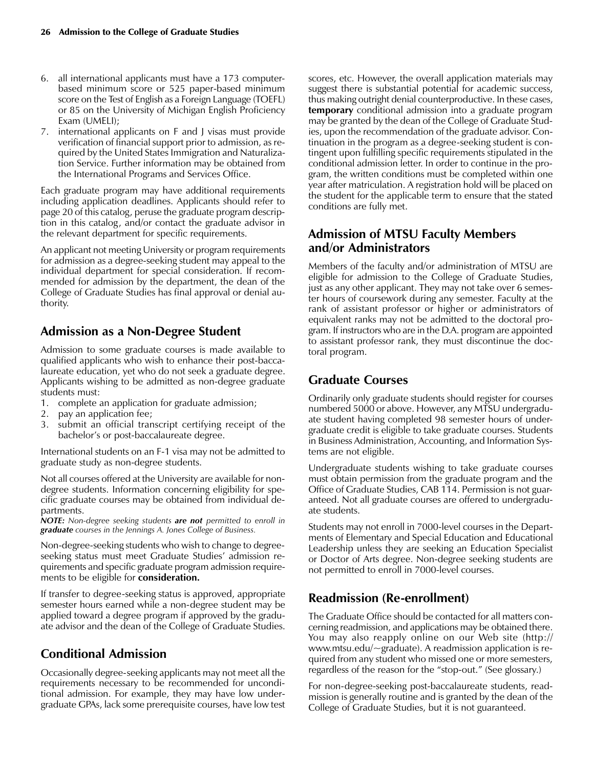6. all international applicants must have a 173 computer-based minimum score or 525 paper-based minimum score on the Test of English as a Foreign Language (TOEFL) or 85 on the University of Michigan English Proficiency Exam (UMELI);
7. international applicants on F and J visas must provide verification of financial support prior to admission, as required by the United States Immigration and Naturalization Service. Further information may be obtained from the International Programs and Services Office.

Each graduate program may have additional requirements including application deadlines. Applicants should refer to page 20 of this catalog, peruse the graduate program description in this catalog, and/or contact the graduate advisor in the relevant department for specific requirements.

An applicant not meeting University or program requirements for admission as a degree-seeking student may appeal to the individual department for special consideration. If recommended for admission by the department, the dean of the College of Graduate Studies has final approval or denial authority.

## Admission as a Non-Degree Student

Admission to some graduate courses is made available to qualified applicants who wish to enhance their post-baccalaureate education, yet who do not seek a graduate degree. Applicants wishing to be admitted as non-degree graduate students must:

1. complete an application for graduate admission;
2. pay an application fee;
3. submit an official transcript certifying receipt of the bachelor's or post-baccalaureate degree.

International students on an F-1 visa may not be admitted to graduate study as non-degree students.

Not all courses offered at the University are available for non-degree students. Information concerning eligibility for specific graduate courses may be obtained from individual departments.

***NOTE:*** *Non-degree seeking students* ***are not*** *permitted to enroll in* ***graduate*** *courses in the Jennings A. Jones College of Business.*

Non-degree-seeking students who wish to change to degree-seeking status must meet Graduate Studies' admission requirements and specific graduate program admission requirements to be eligible for **consideration.**

If transfer to degree-seeking status is approved, appropriate semester hours earned while a non-degree student may be applied toward a degree program if approved by the graduate advisor and the dean of the College of Graduate Studies.

## Conditional Admission

Occasionally degree-seeking applicants may not meet all the requirements necessary to be recommended for unconditional admission. For example, they may have low undergraduate GPAs, lack some prerequisite courses, have low test scores, etc. However, the overall application materials may suggest there is substantial potential for academic success, thus making outright denial counterproductive. In these cases, **temporary** conditional admission into a graduate program may be granted by the dean of the College of Graduate Studies, upon the recommendation of the graduate advisor. Continuation in the program as a degree-seeking student is contingent upon fulfilling specific requirements stipulated in the conditional admission letter. In order to continue in the program, the written conditions must be completed within one year after matriculation. A registration hold will be placed on the student for the applicable term to ensure that the stated conditions are fully met.

## Admission of MTSU Faculty Members and/or Administrators

Members of the faculty and/or administration of MTSU are eligible for admission to the College of Graduate Studies, just as any other applicant. They may not take over 6 semester hours of coursework during any semester. Faculty at the rank of assistant professor or higher or administrators of equivalent ranks may not be admitted to the doctoral program. If instructors who are in the D.A. program are appointed to assistant professor rank, they must discontinue the doctoral program.

## Graduate Courses

Ordinarily only graduate students should register for courses numbered 5000 or above. However, any MTSU undergraduate student having completed 98 semester hours of undergraduate credit is eligible to take graduate courses. Students in Business Administration, Accounting, and Information Systems are not eligible.

Undergraduate students wishing to take graduate courses must obtain permission from the graduate program and the Office of Graduate Studies, CAB 114. Permission is not guaranteed. Not all graduate courses are offered to undergraduate students.

Students may not enroll in 7000-level courses in the Departments of Elementary and Special Education and Educational Leadership unless they are seeking an Education Specialist or Doctor of Arts degree. Non-degree seeking students are not permitted to enroll in 7000-level courses.

## Readmission (Re-enrollment)

The Graduate Office should be contacted for all matters concerning readmission, and applications may be obtained there. You may also reapply online on our Web site (http://www.mtsu.edu/~graduate). A readmission application is required from any student who missed one or more semesters, regardless of the reason for the "stop-out." (See glossary.)

For non-degree-seeking post-baccalaureate students, readmission is generally routine and is granted by the dean of the College of Graduate Studies, but it is not guaranteed.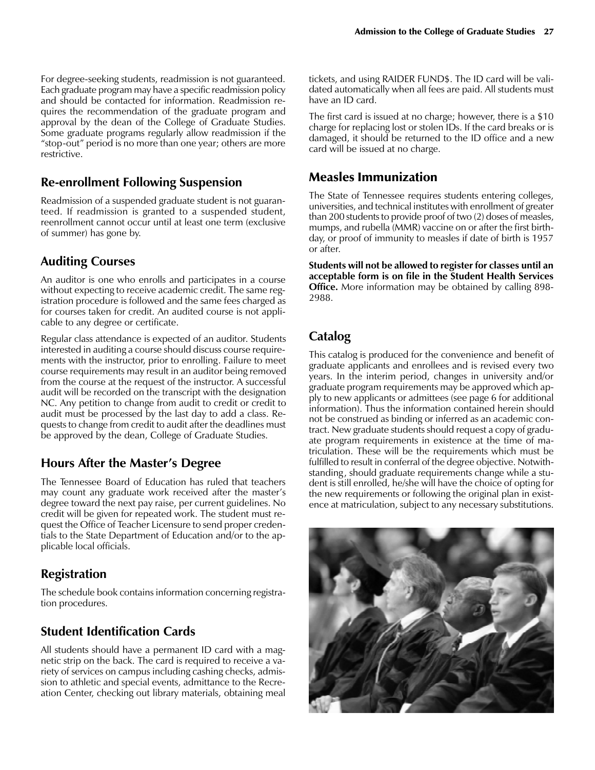For degree-seeking students, readmission is not guaranteed. Each graduate program may have a specific readmission policy and should be contacted for information. Readmission requires the recommendation of the graduate program and approval by the dean of the College of Graduate Studies. Some graduate programs regularly allow readmission if the "stop-out" period is no more than one year; others are more restrictive.

## Re-enrollment Following Suspension

Readmission of a suspended graduate student is not guaranteed. If readmission is granted to a suspended student, reenrollment cannot occur until at least one term (exclusive of summer) has gone by.

## Auditing Courses

An auditor is one who enrolls and participates in a course without expecting to receive academic credit. The same registration procedure is followed and the same fees charged as for courses taken for credit. An audited course is not applicable to any degree or certificate.

Regular class attendance is expected of an auditor. Students interested in auditing a course should discuss course requirements with the instructor, prior to enrolling. Failure to meet course requirements may result in an auditor being removed from the course at the request of the instructor. A successful audit will be recorded on the transcript with the designation NC. Any petition to change from audit to credit or credit to audit must be processed by the last day to add a class. Requests to change from credit to audit after the deadlines must be approved by the dean, College of Graduate Studies.

## Hours After the Master's Degree

The Tennessee Board of Education has ruled that teachers may count any graduate work received after the master's degree toward the next pay raise, per current guidelines. No credit will be given for repeated work. The student must request the Office of Teacher Licensure to send proper credentials to the State Department of Education and/or to the applicable local officials.

## Registration

The schedule book contains information concerning registration procedures.

## Student Identification Cards

All students should have a permanent ID card with a magnetic strip on the back. The card is required to receive a variety of services on campus including cashing checks, admission to athletic and special events, admittance to the Recreation Center, checking out library materials, obtaining meal tickets, and using RAIDER FUND$. The ID card will be validated automatically when all fees are paid. All students must have an ID card.

The first card is issued at no charge; however, there is a $10 charge for replacing lost or stolen IDs. If the card breaks or is damaged, it should be returned to the ID office and a new card will be issued at no charge.

## Measles Immunization

The State of Tennessee requires students entering colleges, universities, and technical institutes with enrollment of greater than 200 students to provide proof of two (2) doses of measles, mumps, and rubella (MMR) vaccine on or after the first birthday, or proof of immunity to measles if date of birth is 1957 or after.

**Students will not be allowed to register for classes until an acceptable form is on file in the Student Health Services Office.** More information may be obtained by calling 898-2988.

## Catalog

This catalog is produced for the convenience and benefit of graduate applicants and enrollees and is revised every two years. In the interim period, changes in university and/or graduate program requirements may be approved which apply to new applicants or admittees (see page 6 for additional information). Thus the information contained herein should not be construed as binding or inferred as an academic contract. New graduate students should request a copy of graduate program requirements in existence at the time of matriculation. These will be the requirements which must be fulfilled to result in conferral of the degree objective. Notwithstanding, should graduate requirements change while a student is still enrolled, he/she will have the choice of opting for the new requirements or following the original plan in existence at matriculation, subject to any necessary substitutions.